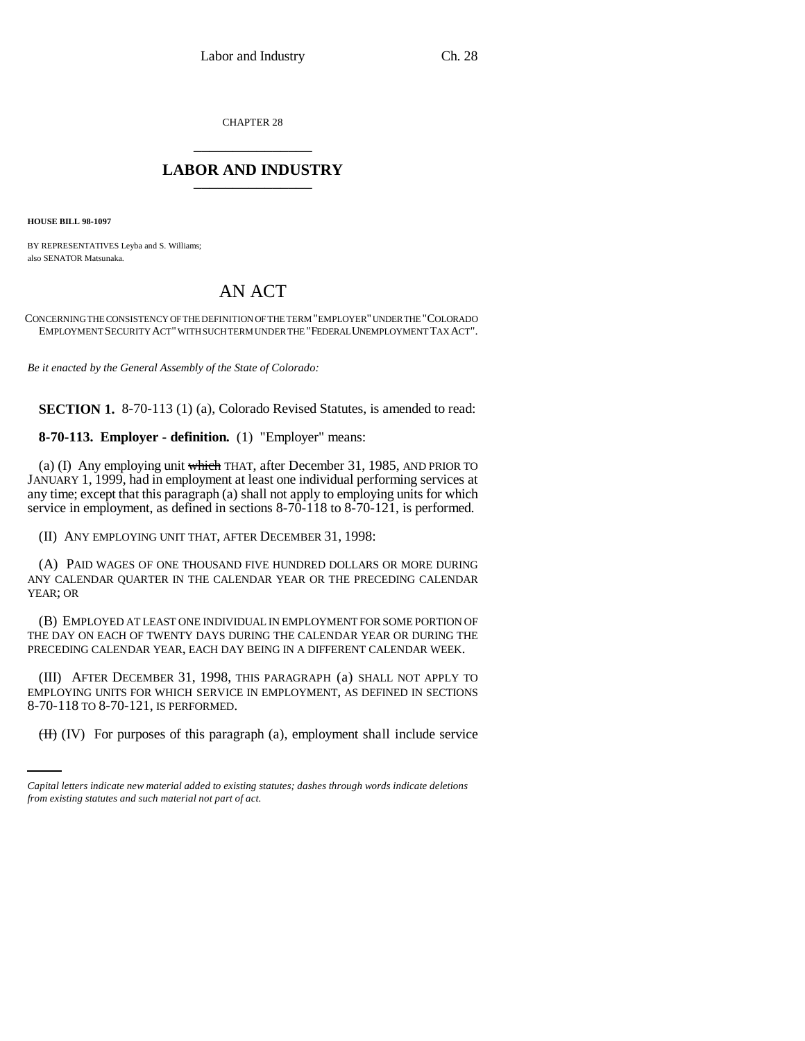CHAPTER 28

# LABOR AND INDUSTRY

**HOUSE BILL 98-1097**

BY REPRESENTATIVES Leyba and S. Williams;
also SENATOR Matsunaka.

## AN ACT

CONCERNING THE CONSISTENCY OF THE DEFINITION OF THE TERM "EMPLOYER" UNDER THE "COLORADO EMPLOYMENT SECURITY ACT" WITH SUCH TERM UNDER THE "FEDERAL UNEMPLOYMENT TAX ACT".

*Be it enacted by the General Assembly of the State of Colorado:*

**SECTION 1.** 8-70-113 (1) (a), Colorado Revised Statutes, is amended to read:

**8-70-113. Employer - definition.** (1) "Employer" means:

(a) (I) Any employing unit ~~which~~ THAT, after December 31, 1985, AND PRIOR TO JANUARY 1, 1999, had in employment at least one individual performing services at any time; except that this paragraph (a) shall not apply to employing units for which service in employment, as defined in sections 8-70-118 to 8-70-121, is performed.

(II) ANY EMPLOYING UNIT THAT, AFTER DECEMBER 31, 1998:

(A) PAID WAGES OF ONE THOUSAND FIVE HUNDRED DOLLARS OR MORE DURING ANY CALENDAR QUARTER IN THE CALENDAR YEAR OR THE PRECEDING CALENDAR YEAR; OR

(B) EMPLOYED AT LEAST ONE INDIVIDUAL IN EMPLOYMENT FOR SOME PORTION OF THE DAY ON EACH OF TWENTY DAYS DURING THE CALENDAR YEAR OR DURING THE PRECEDING CALENDAR YEAR, EACH DAY BEING IN A DIFFERENT CALENDAR WEEK.

(III) AFTER DECEMBER 31, 1998, THIS PARAGRAPH (a) SHALL NOT APPLY TO EMPLOYING UNITS FOR WHICH SERVICE IN EMPLOYMENT, AS DEFINED IN SECTIONS 8-70-118 TO 8-70-121, IS PERFORMED.

~~(II)~~ (IV) For purposes of this paragraph (a), employment shall include service

*Capital letters indicate new material added to existing statutes; dashes through words indicate deletions from existing statutes and such material not part of act.*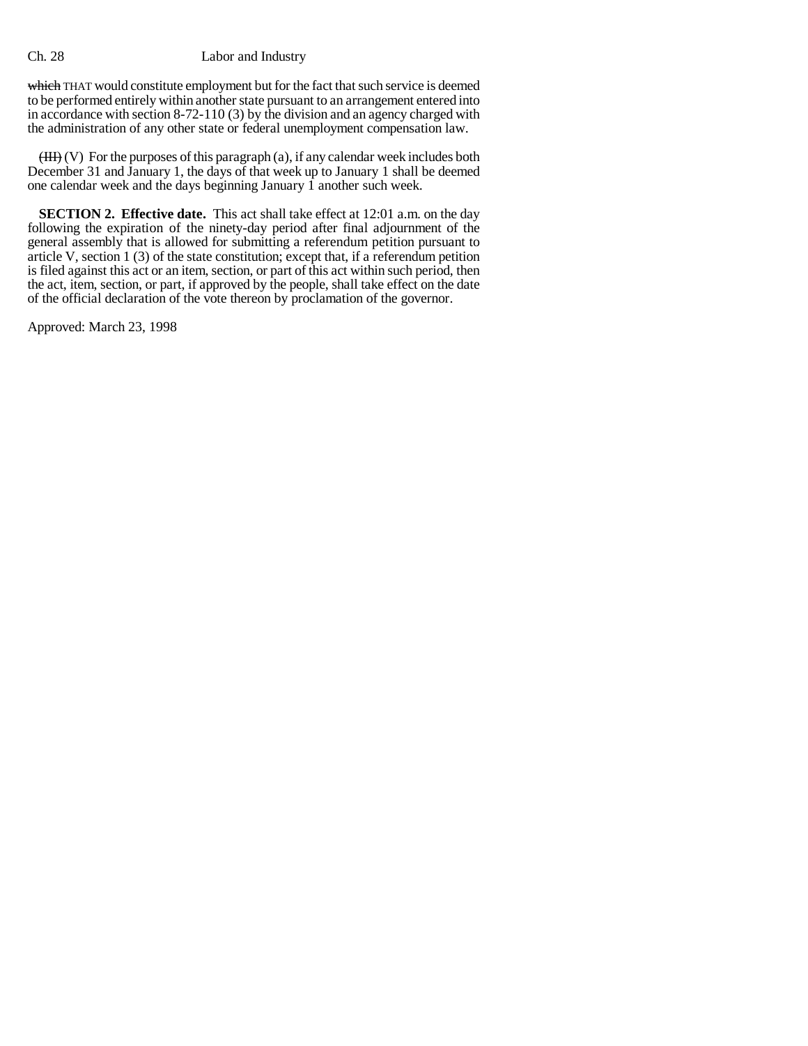~~which~~ THAT would constitute employment but for the fact that such service is deemed to be performed entirely within another state pursuant to an arrangement entered into in accordance with section 8-72-110 (3) by the division and an agency charged with the administration of any other state or federal unemployment compensation law.

~~(III)~~ (V) For the purposes of this paragraph (a), if any calendar week includes both December 31 and January 1, the days of that week up to January 1 shall be deemed one calendar week and the days beginning January 1 another such week.

**SECTION 2. Effective date.** This act shall take effect at 12:01 a.m. on the day following the expiration of the ninety-day period after final adjournment of the general assembly that is allowed for submitting a referendum petition pursuant to article V, section 1 (3) of the state constitution; except that, if a referendum petition is filed against this act or an item, section, or part of this act within such period, then the act, item, section, or part, if approved by the people, shall take effect on the date of the official declaration of the vote thereon by proclamation of the governor.

Approved: March 23, 1998